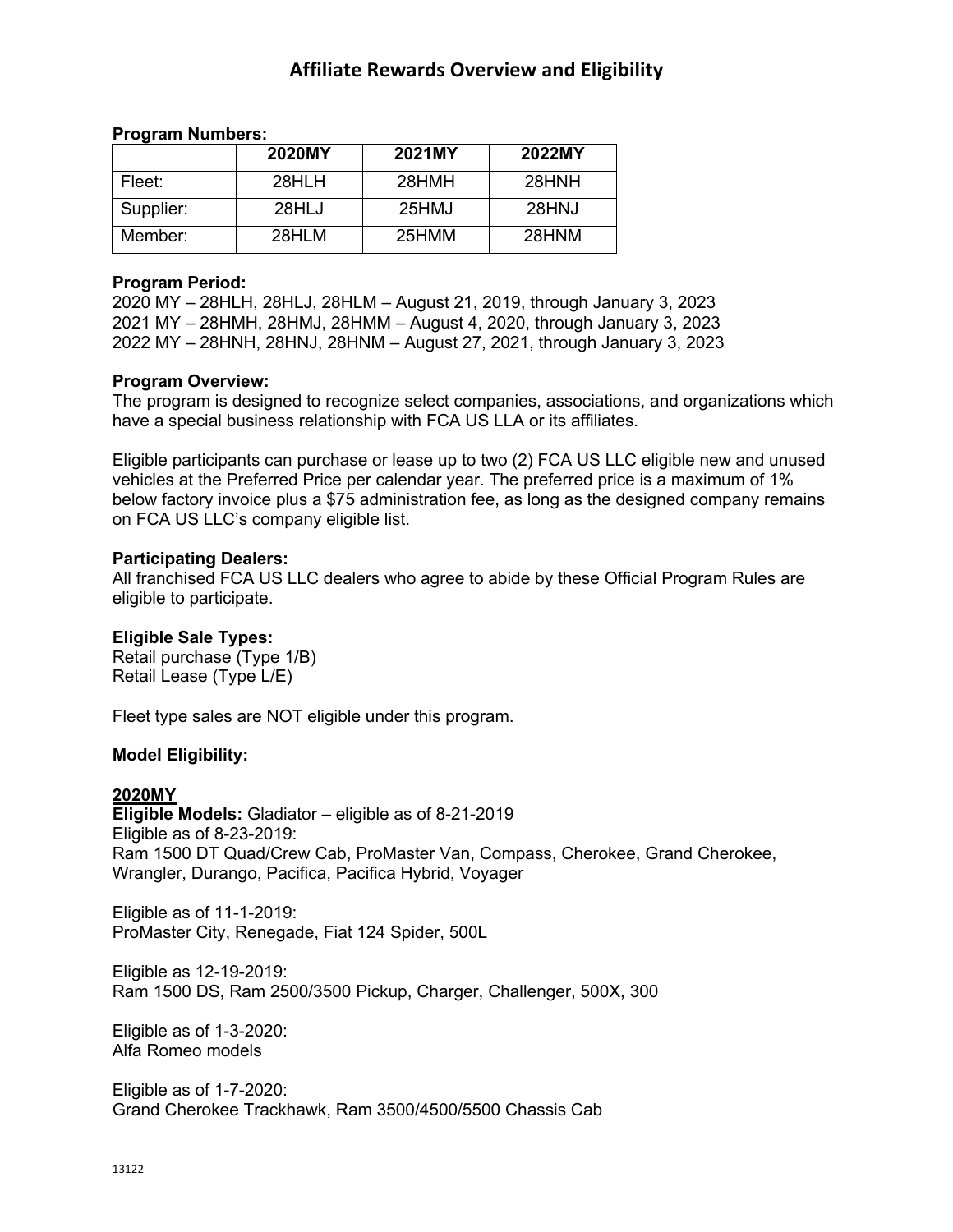# Affiliate Rewards Overview and Eligibility

**Program Numbers:**

| | 2020MY | 2021MY | 2022MY |
|---|---|---|---|
| Fleet: | 28HLH | 28HMH | 28HNH |
| Supplier: | 28HLJ | 25HMJ | 28HNJ |
| Member: | 28HLM | 25HMM | 28HNM |

**Program Period:**
2020 MY – 28HLH, 28HLJ, 28HLM – August 21, 2019, through January 3, 2023
2021 MY – 28HMH, 28HMJ, 28HMM – August 4, 2020, through January 3, 2023
2022 MY – 28HNH, 28HNJ, 28HNM – August 27, 2021, through January 3, 2023

**Program Overview:**
The program is designed to recognize select companies, associations, and organizations which have a special business relationship with FCA US LLA or its affiliates.

Eligible participants can purchase or lease up to two (2) FCA US LLC eligible new and unused vehicles at the Preferred Price per calendar year. The preferred price is a maximum of 1% below factory invoice plus a $75 administration fee, as long as the designed company remains on FCA US LLC's company eligible list.

**Participating Dealers:**
All franchised FCA US LLC dealers who agree to abide by these Official Program Rules are eligible to participate.

**Eligible Sale Types:**
Retail purchase (Type 1/B)
Retail Lease (Type L/E)

Fleet type sales are NOT eligible under this program.

**Model Eligibility:**

**<u>2020MY</u>**
**Eligible Models:** Gladiator – eligible as of 8-21-2019
Eligible as of 8-23-2019:
Ram 1500 DT Quad/Crew Cab, ProMaster Van, Compass, Cherokee, Grand Cherokee, Wrangler, Durango, Pacifica, Pacifica Hybrid, Voyager

Eligible as of 11-1-2019:
ProMaster City, Renegade, Fiat 124 Spider, 500L

Eligible as 12-19-2019:
Ram 1500 DS, Ram 2500/3500 Pickup, Charger, Challenger, 500X, 300

Eligible as of 1-3-2020:
Alfa Romeo models

Eligible as of 1-7-2020:
Grand Cherokee Trackhawk, Ram 3500/4500/5500 Chassis Cab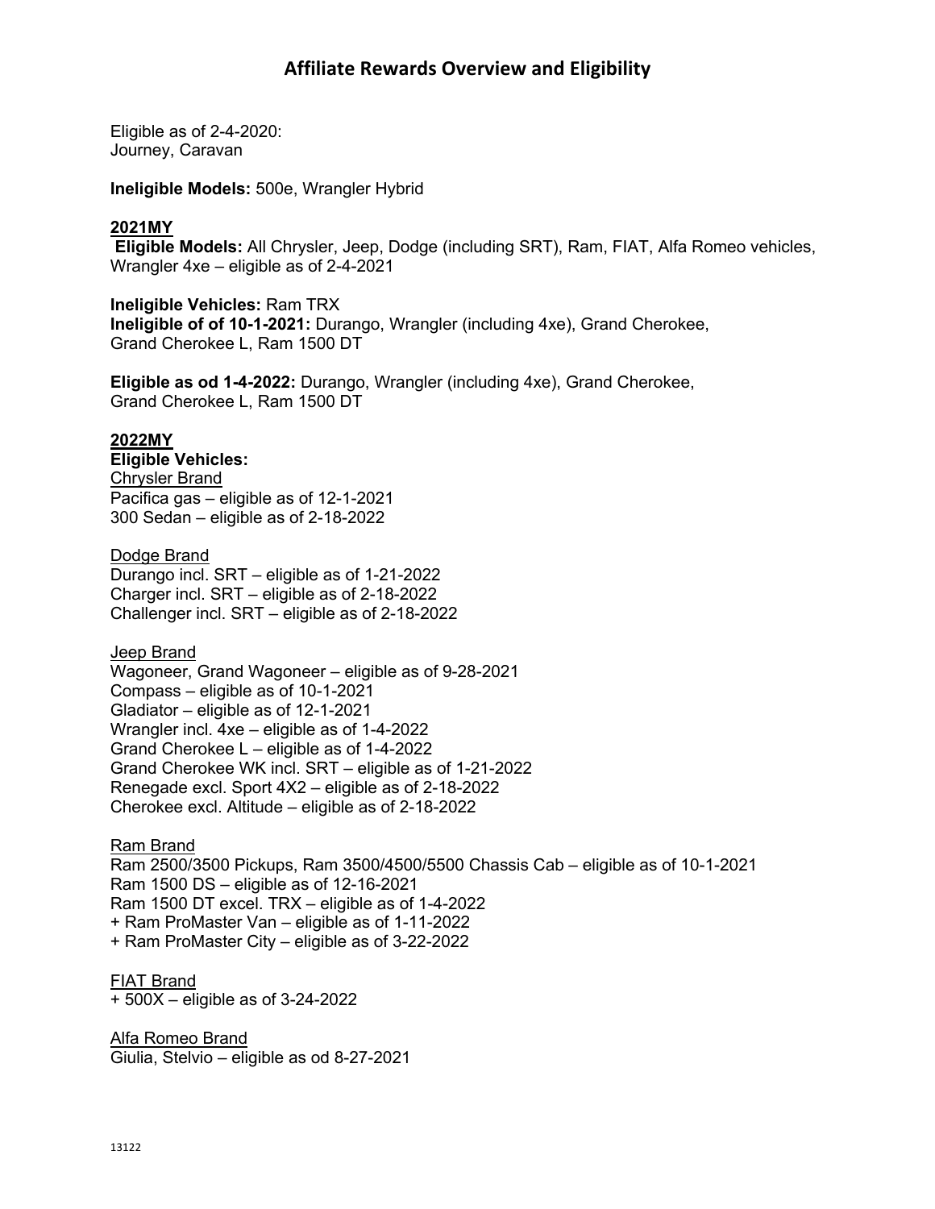# Affiliate Rewards Overview and Eligibility

Eligible as of 2-4-2020:
Journey, Caravan

**Ineligible Models:** 500e, Wrangler Hybrid

**2021MY**

**Eligible Models:** All Chrysler, Jeep, Dodge (including SRT), Ram, FIAT, Alfa Romeo vehicles, Wrangler 4xe – eligible as of 2-4-2021

**Ineligible Vehicles:** Ram TRX
**Ineligible of of 10-1-2021:** Durango, Wrangler (including 4xe), Grand Cherokee, Grand Cherokee L, Ram 1500 DT

**Eligible as od 1-4-2022:** Durango, Wrangler (including 4xe), Grand Cherokee, Grand Cherokee L, Ram 1500 DT

**2022MY**

**Eligible Vehicles:**

Chrysler Brand
Pacifica gas – eligible as of 12-1-2021
300 Sedan – eligible as of 2-18-2022

Dodge Brand
Durango incl. SRT – eligible as of 1-21-2022
Charger incl. SRT – eligible as of 2-18-2022
Challenger incl. SRT – eligible as of 2-18-2022

Jeep Brand
Wagoneer, Grand Wagoneer – eligible as of 9-28-2021
Compass – eligible as of 10-1-2021
Gladiator – eligible as of 12-1-2021
Wrangler incl. 4xe – eligible as of 1-4-2022
Grand Cherokee L – eligible as of 1-4-2022
Grand Cherokee WK incl. SRT – eligible as of 1-21-2022
Renegade excl. Sport 4X2 – eligible as of 2-18-2022
Cherokee excl. Altitude – eligible as of 2-18-2022

Ram Brand
Ram 2500/3500 Pickups, Ram 3500/4500/5500 Chassis Cab – eligible as of 10-1-2021
Ram 1500 DS – eligible as of 12-16-2021
Ram 1500 DT excel. TRX – eligible as of 1-4-2022
+ Ram ProMaster Van – eligible as of 1-11-2022
+ Ram ProMaster City – eligible as of 3-22-2022

FIAT Brand
+ 500X – eligible as of 3-24-2022

Alfa Romeo Brand
Giulia, Stelvio – eligible as od 8-27-2021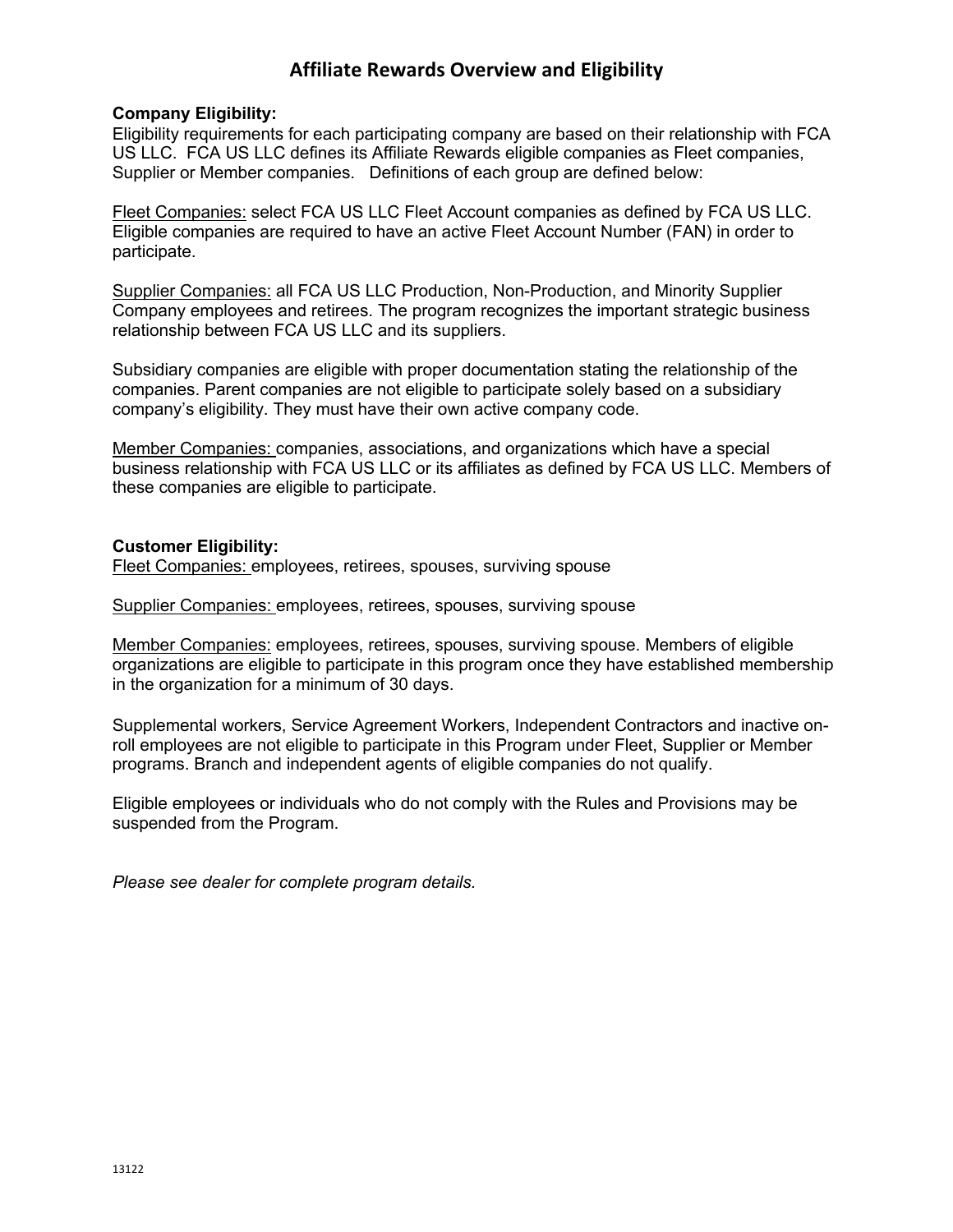# Affiliate Rewards Overview and Eligibility

**Company Eligibility:**
Eligibility requirements for each participating company are based on their relationship with FCA US LLC. FCA US LLC defines its Affiliate Rewards eligible companies as Fleet companies, Supplier or Member companies. Definitions of each group are defined below:

Fleet Companies: select FCA US LLC Fleet Account companies as defined by FCA US LLC. Eligible companies are required to have an active Fleet Account Number (FAN) in order to participate.

Supplier Companies: all FCA US LLC Production, Non-Production, and Minority Supplier Company employees and retirees. The program recognizes the important strategic business relationship between FCA US LLC and its suppliers.

Subsidiary companies are eligible with proper documentation stating the relationship of the companies. Parent companies are not eligible to participate solely based on a subsidiary company's eligibility. They must have their own active company code.

Member Companies: companies, associations, and organizations which have a special business relationship with FCA US LLC or its affiliates as defined by FCA US LLC. Members of these companies are eligible to participate.

**Customer Eligibility:**
Fleet Companies: employees, retirees, spouses, surviving spouse

Supplier Companies: employees, retirees, spouses, surviving spouse

Member Companies: employees, retirees, spouses, surviving spouse. Members of eligible organizations are eligible to participate in this program once they have established membership in the organization for a minimum of 30 days.

Supplemental workers, Service Agreement Workers, Independent Contractors and inactive on-roll employees are not eligible to participate in this Program under Fleet, Supplier or Member programs. Branch and independent agents of eligible companies do not qualify.

Eligible employees or individuals who do not comply with the Rules and Provisions may be suspended from the Program.

*Please see dealer for complete program details.*

13122